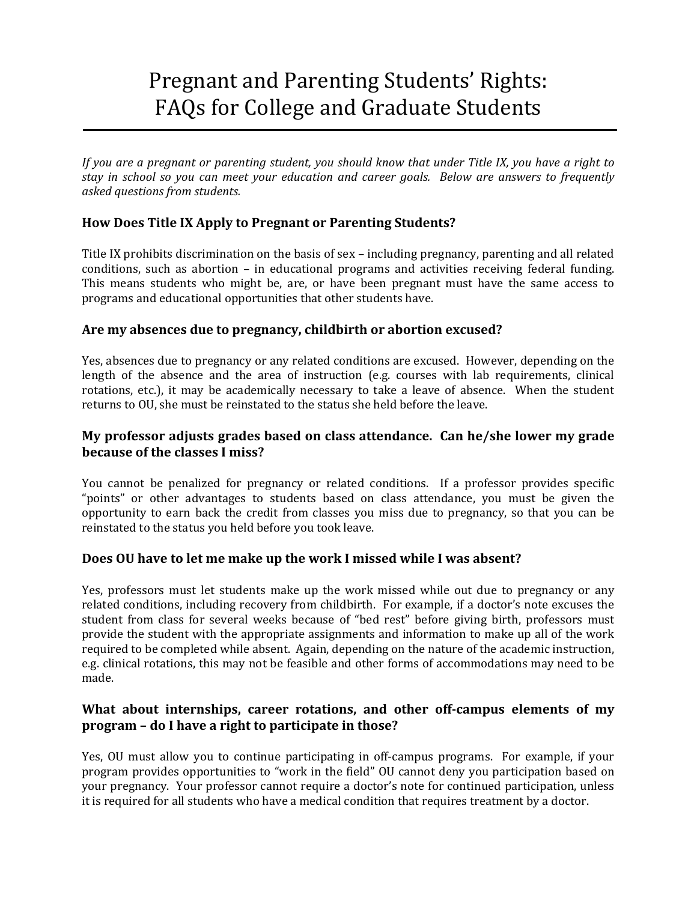# Pregnant and Parenting Students' Rights: FAQs for College and Graduate Students

*If you are a pregnant or parenting student, you should know that under Title IX, you have a right to stay in school so you can meet your education and career goals. Below are answers to frequently asked questions from students.*

### How Does Title IX Apply to Pregnant or Parenting Students?

Title IX prohibits discrimination on the basis of sex – including pregnancy, parenting and all related conditions, such as abortion – in educational programs and activities receiving federal funding. This means students who might be, are, or have been pregnant must have the same access to programs and educational opportunities that other students have.

### Are my absences due to pregnancy, childbirth or abortion excused?

Yes, absences due to pregnancy or any related conditions are excused. However, depending on the length of the absence and the area of instruction (e.g. courses with lab requirements, clinical rotations, etc.), it may be academically necessary to take a leave of absence. When the student returns to OU, she must be reinstated to the status she held before the leave.

### My professor adjusts grades based on class attendance. Can he/she lower my grade because of the classes I miss?

You cannot be penalized for pregnancy or related conditions. If a professor provides specific "points" or other advantages to students based on class attendance, you must be given the opportunity to earn back the credit from classes you miss due to pregnancy, so that you can be reinstated to the status you held before you took leave.

### Does OU have to let me make up the work I missed while I was absent?

Yes, professors must let students make up the work missed while out due to pregnancy or any related conditions, including recovery from childbirth. For example, if a doctor's note excuses the student from class for several weeks because of "bed rest" before giving birth, professors must provide the student with the appropriate assignments and information to make up all of the work required to be completed while absent. Again, depending on the nature of the academic instruction, e.g. clinical rotations, this may not be feasible and other forms of accommodations may need to be made.

### What about internships, career rotations, and other off-campus elements of my program – do I have a right to participate in those?

Yes, OU must allow you to continue participating in off-campus programs. For example, if your program provides opportunities to "work in the field" OU cannot deny you participation based on your pregnancy. Your professor cannot require a doctor's note for continued participation, unless it is required for all students who have a medical condition that requires treatment by a doctor.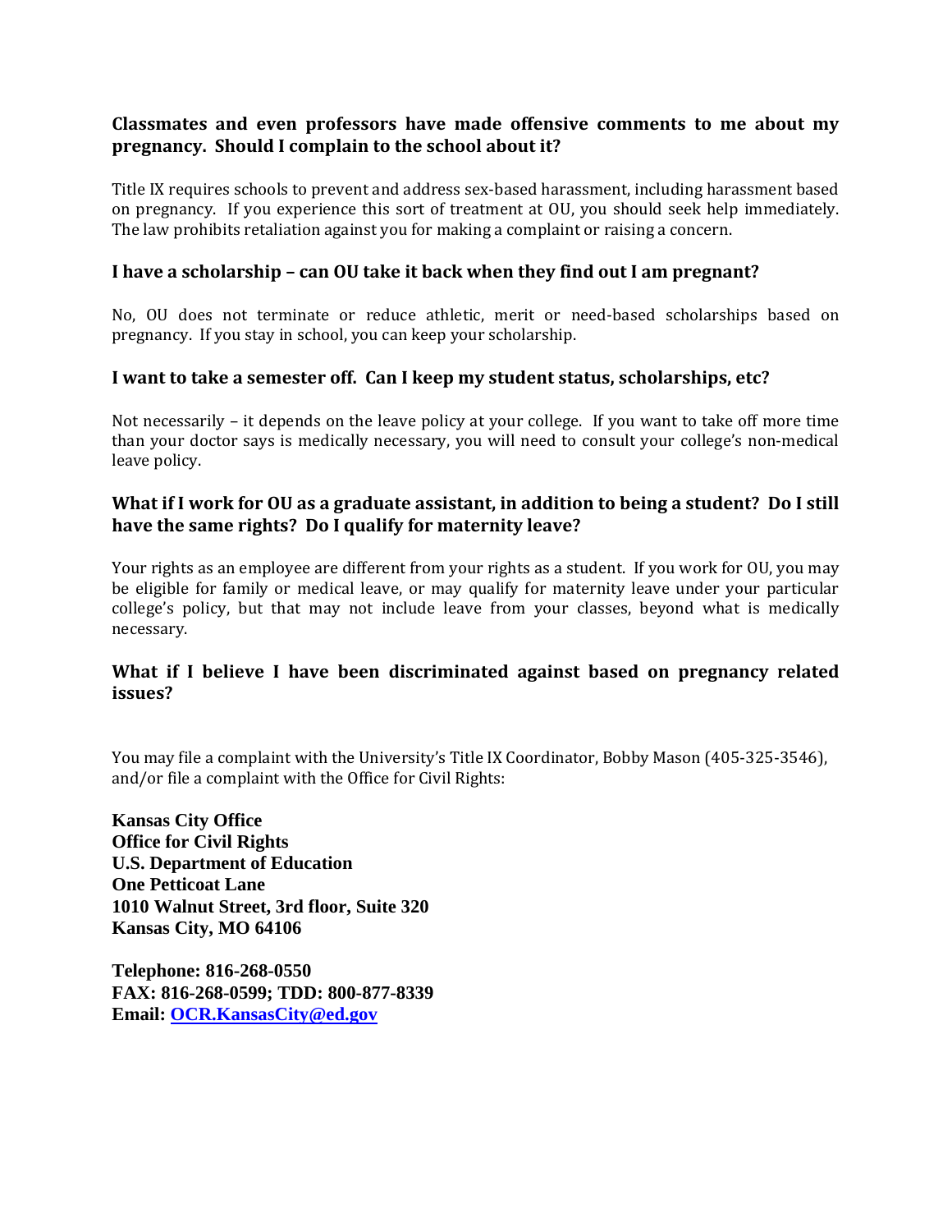### Classmates and even professors have made offensive comments to me about my pregnancy. Should I complain to the school about it?

Title IX requires schools to prevent and address sex-based harassment, including harassment based on pregnancy. If you experience this sort of treatment at OU, you should seek help immediately. The law prohibits retaliation against you for making a complaint or raising a concern.

### I have a scholarship – can OU take it back when they find out I am pregnant?

No, OU does not terminate or reduce athletic, merit or need-based scholarships based on pregnancy. If you stay in school, you can keep your scholarship.

### I want to take a semester off. Can I keep my student status, scholarships, etc?

Not necessarily – it depends on the leave policy at your college. If you want to take off more time than your doctor says is medically necessary, you will need to consult your college's non-medical leave policy.

### What if I work for OU as a graduate assistant, in addition to being a student? Do I still have the same rights? Do I qualify for maternity leave?

Your rights as an employee are different from your rights as a student. If you work for OU, you may be eligible for family or medical leave, or may qualify for maternity leave under your particular college's policy, but that may not include leave from your classes, beyond what is medically necessary.

### What if I believe I have been discriminated against based on pregnancy related issues?

You may file a complaint with the University's Title IX Coordinator, Bobby Mason (405-325-3546), and/or file a complaint with the Office for Civil Rights:

**Kansas City Office**
**Office for Civil Rights**
**U.S. Department of Education**
**One Petticoat Lane**
**1010 Walnut Street, 3rd floor, Suite 320**
**Kansas City, MO 64106**

**Telephone: 816-268-0550**
**FAX: 816-268-0599; TDD: 800-877-8339**
**Email: OCR.KansasCity@ed.gov**